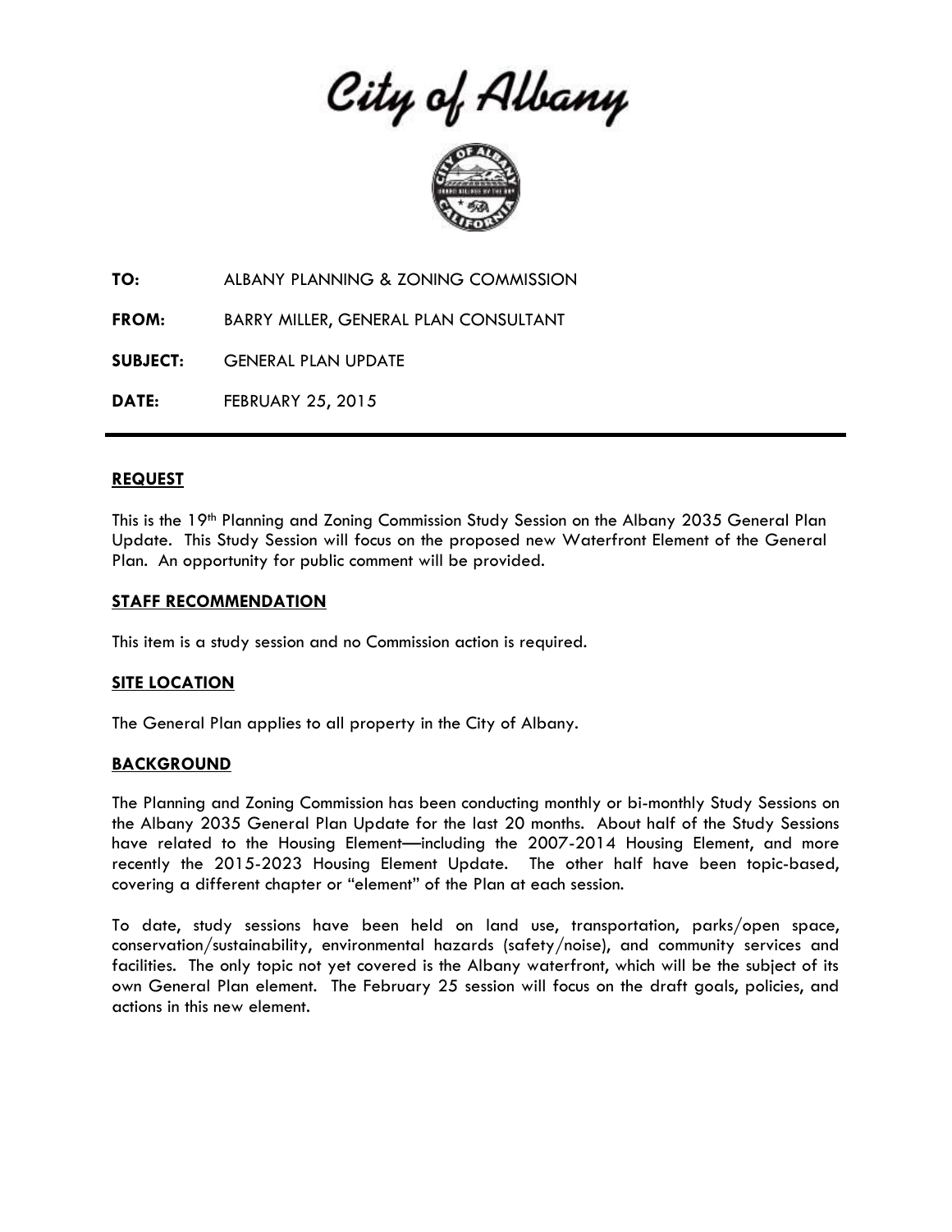# City of Albany

**TO:** ALBANY PLANNING & ZONING COMMISSION

**FROM:** BARRY MILLER, GENERAL PLAN CONSULTANT

**SUBJECT:** GENERAL PLAN UPDATE

**DATE:** FEBRUARY 25, 2015

---

## REQUEST

This is the 19th Planning and Zoning Commission Study Session on the Albany 2035 General Plan Update. This Study Session will focus on the proposed new Waterfront Element of the General Plan. An opportunity for public comment will be provided.

## STAFF RECOMMENDATION

This item is a study session and no Commission action is required.

## SITE LOCATION

The General Plan applies to all property in the City of Albany.

## BACKGROUND

The Planning and Zoning Commission has been conducting monthly or bi-monthly Study Sessions on the Albany 2035 General Plan Update for the last 20 months. About half of the Study Sessions have related to the Housing Element—including the 2007-2014 Housing Element, and more recently the 2015-2023 Housing Element Update. The other half have been topic-based, covering a different chapter or "element" of the Plan at each session.

To date, study sessions have been held on land use, transportation, parks/open space, conservation/sustainability, environmental hazards (safety/noise), and community services and facilities. The only topic not yet covered is the Albany waterfront, which will be the subject of its own General Plan element. The February 25 session will focus on the draft goals, policies, and actions in this new element.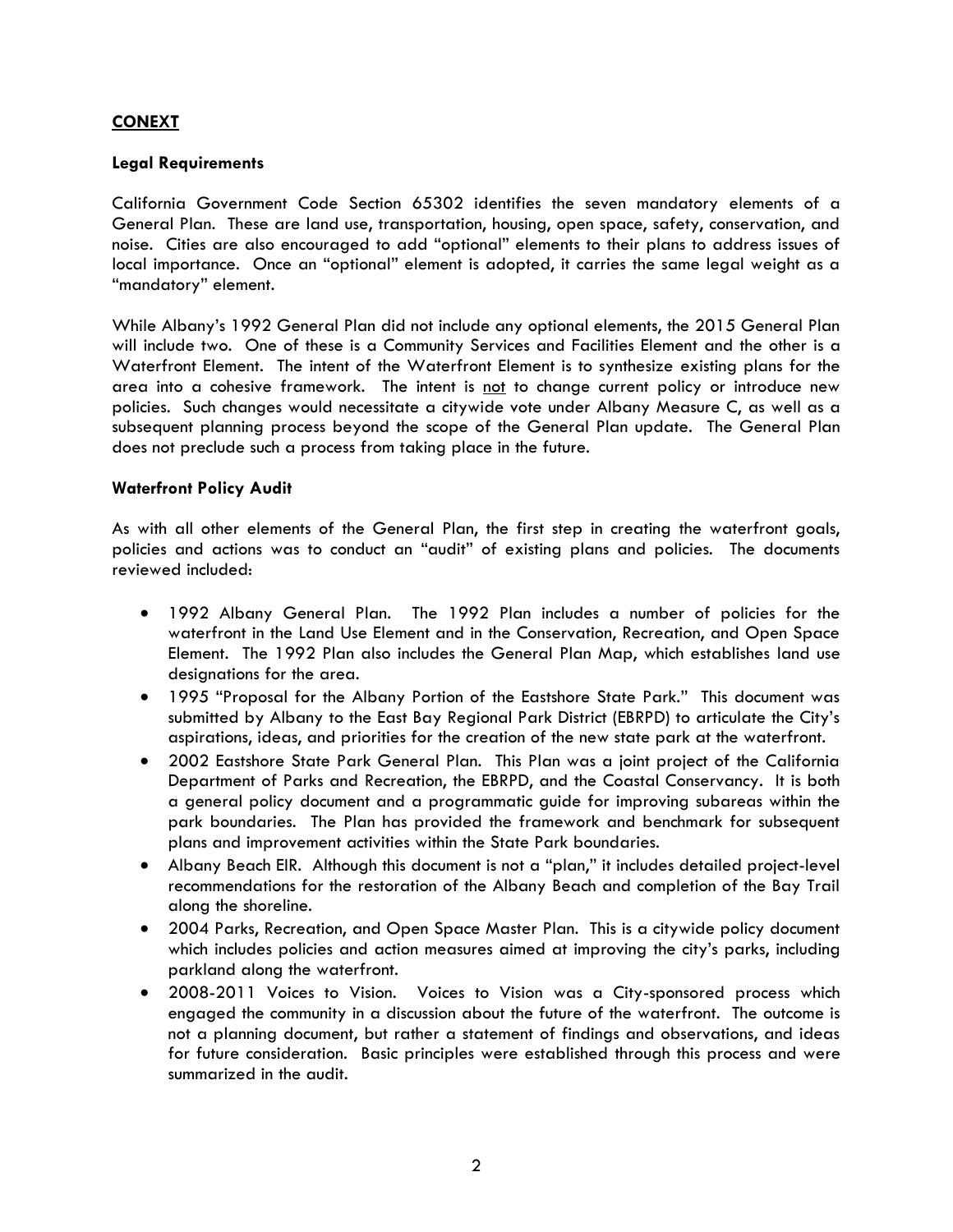## CONEXT

### Legal Requirements

California Government Code Section 65302 identifies the seven mandatory elements of a General Plan. These are land use, transportation, housing, open space, safety, conservation, and noise. Cities are also encouraged to add "optional" elements to their plans to address issues of local importance. Once an "optional" element is adopted, it carries the same legal weight as a "mandatory" element.

While Albany's 1992 General Plan did not include any optional elements, the 2015 General Plan will include two. One of these is a Community Services and Facilities Element and the other is a Waterfront Element. The intent of the Waterfront Element is to synthesize existing plans for the area into a cohesive framework. The intent is <u>not</u> to change current policy or introduce new policies. Such changes would necessitate a citywide vote under Albany Measure C, as well as a subsequent planning process beyond the scope of the General Plan update. The General Plan does not preclude such a process from taking place in the future.

### Waterfront Policy Audit

As with all other elements of the General Plan, the first step in creating the waterfront goals, policies and actions was to conduct an "audit" of existing plans and policies. The documents reviewed included:

- 1992 Albany General Plan. The 1992 Plan includes a number of policies for the waterfront in the Land Use Element and in the Conservation, Recreation, and Open Space Element. The 1992 Plan also includes the General Plan Map, which establishes land use designations for the area.
- 1995 "Proposal for the Albany Portion of the Eastshore State Park." This document was submitted by Albany to the East Bay Regional Park District (EBRPD) to articulate the City's aspirations, ideas, and priorities for the creation of the new state park at the waterfront.
- 2002 Eastshore State Park General Plan. This Plan was a joint project of the California Department of Parks and Recreation, the EBRPD, and the Coastal Conservancy. It is both a general policy document and a programmatic guide for improving subareas within the park boundaries. The Plan has provided the framework and benchmark for subsequent plans and improvement activities within the State Park boundaries.
- Albany Beach EIR. Although this document is not a "plan," it includes detailed project-level recommendations for the restoration of the Albany Beach and completion of the Bay Trail along the shoreline.
- 2004 Parks, Recreation, and Open Space Master Plan. This is a citywide policy document which includes policies and action measures aimed at improving the city's parks, including parkland along the waterfront.
- 2008-2011 Voices to Vision. Voices to Vision was a City-sponsored process which engaged the community in a discussion about the future of the waterfront. The outcome is not a planning document, but rather a statement of findings and observations, and ideas for future consideration. Basic principles were established through this process and were summarized in the audit.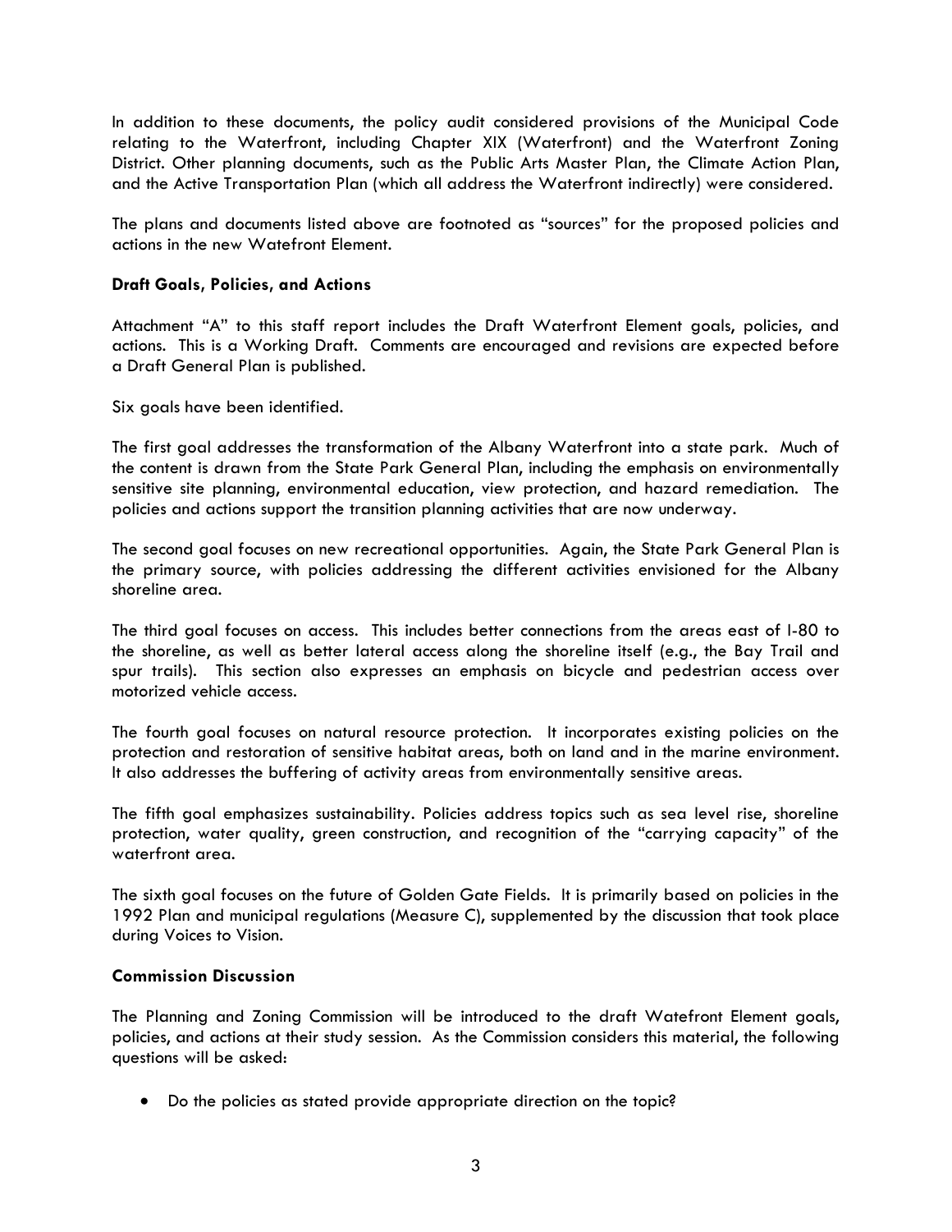In addition to these documents, the policy audit considered provisions of the Municipal Code relating to the Waterfront, including Chapter XIX (Waterfront) and the Waterfront Zoning District. Other planning documents, such as the Public Arts Master Plan, the Climate Action Plan, and the Active Transportation Plan (which all address the Waterfront indirectly) were considered.

The plans and documents listed above are footnoted as "sources" for the proposed policies and actions in the new Watefront Element.

**Draft Goals, Policies, and Actions**

Attachment "A" to this staff report includes the Draft Waterfront Element goals, policies, and actions. This is a Working Draft. Comments are encouraged and revisions are expected before a Draft General Plan is published.

Six goals have been identified.

The first goal addresses the transformation of the Albany Waterfront into a state park. Much of the content is drawn from the State Park General Plan, including the emphasis on environmentally sensitive site planning, environmental education, view protection, and hazard remediation. The policies and actions support the transition planning activities that are now underway.

The second goal focuses on new recreational opportunities. Again, the State Park General Plan is the primary source, with policies addressing the different activities envisioned for the Albany shoreline area.

The third goal focuses on access. This includes better connections from the areas east of I-80 to the shoreline, as well as better lateral access along the shoreline itself (e.g., the Bay Trail and spur trails). This section also expresses an emphasis on bicycle and pedestrian access over motorized vehicle access.

The fourth goal focuses on natural resource protection. It incorporates existing policies on the protection and restoration of sensitive habitat areas, both on land and in the marine environment. It also addresses the buffering of activity areas from environmentally sensitive areas.

The fifth goal emphasizes sustainability. Policies address topics such as sea level rise, shoreline protection, water quality, green construction, and recognition of the "carrying capacity" of the waterfront area.

The sixth goal focuses on the future of Golden Gate Fields. It is primarily based on policies in the 1992 Plan and municipal regulations (Measure C), supplemented by the discussion that took place during Voices to Vision.

**Commission Discussion**

The Planning and Zoning Commission will be introduced to the draft Watefront Element goals, policies, and actions at their study session. As the Commission considers this material, the following questions will be asked:

- Do the policies as stated provide appropriate direction on the topic?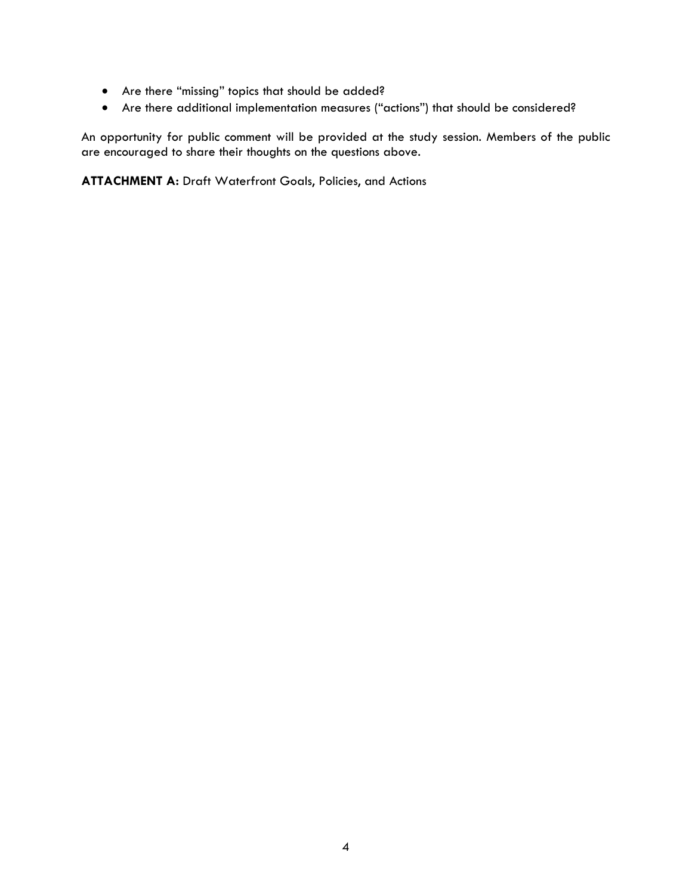- Are there “missing” topics that should be added?
- Are there additional implementation measures (“actions”) that should be considered?

An opportunity for public comment will be provided at the study session. Members of the public are encouraged to share their thoughts on the questions above.

**ATTACHMENT A:** Draft Waterfront Goals, Policies, and Actions